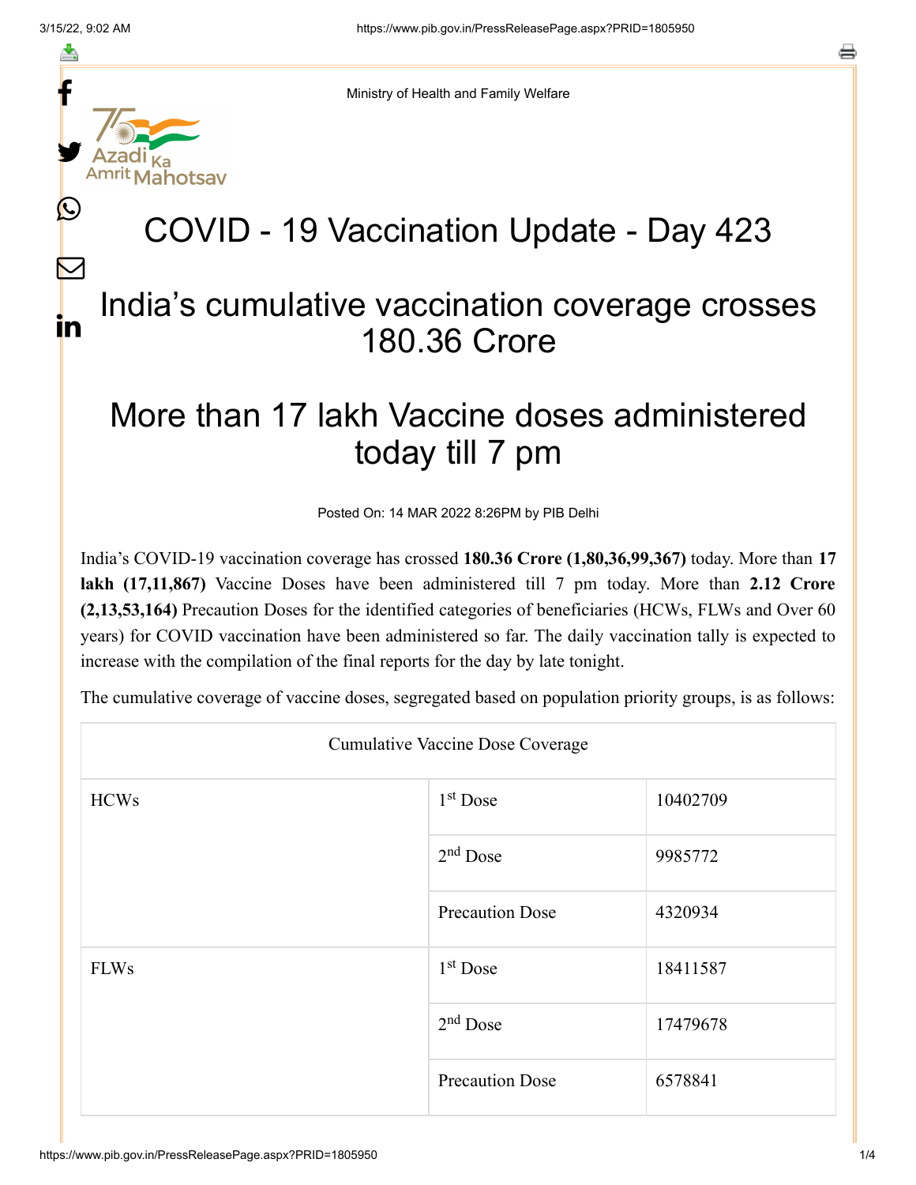Ministry of Health and Family Welfare

# COVID - 19 Vaccination Update - Day 423

## India's cumulative vaccination coverage crosses 180.36 Crore

## More than 17 lakh Vaccine doses administered today till 7 pm

Posted On: 14 MAR 2022 8:26PM by PIB Delhi

India's COVID-19 vaccination coverage has crossed **180.36 Crore (1,80,36,99,367)** today. More than **17 lakh (17,11,867)** Vaccine Doses have been administered till 7 pm today. More than **2.12 Crore (2,13,53,164)** Precaution Doses for the identified categories of beneficiaries (HCWs, FLWs and Over 60 years) for COVID vaccination have been administered so far. The daily vaccination tally is expected to increase with the compilation of the final reports for the day by late tonight.

The cumulative coverage of vaccine doses, segregated based on population priority groups, is as follows:

| Cumulative Vaccine Dose Coverage | | |
|---|---|---|
| HCWs | 1st Dose | 10402709 |
| | 2nd Dose | 9985772 |
| | Precaution Dose | 4320934 |
| FLWs | 1st Dose | 18411587 |
| | 2nd Dose | 17479678 |
| | Precaution Dose | 6578841 |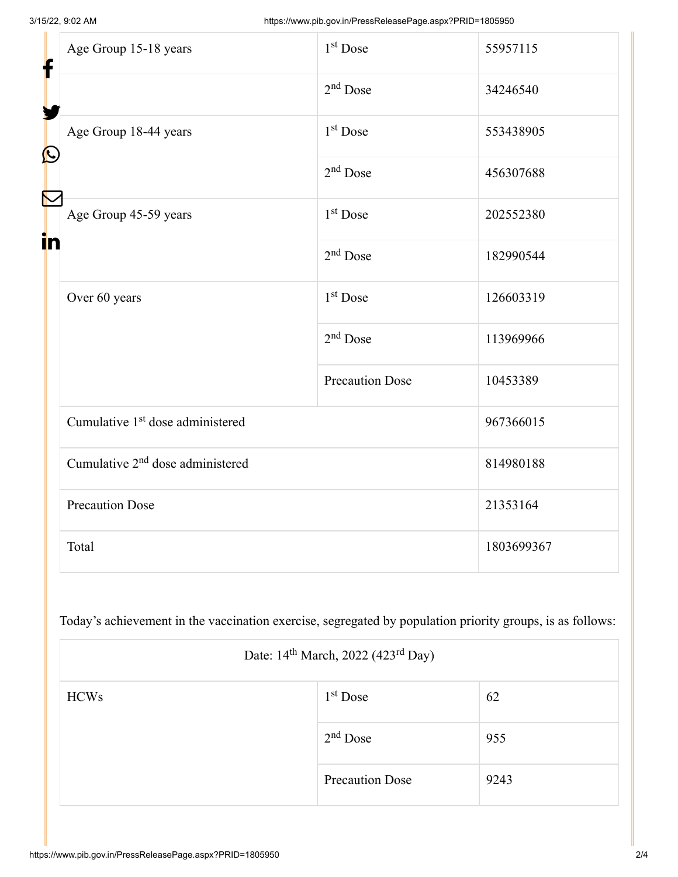| | | |
|---|---|---|
| Age Group 15-18 years | 1st Dose | 55957115 |
| | 2nd Dose | 34246540 |
| Age Group 18-44 years | 1st Dose | 553438905 |
| | 2nd Dose | 456307688 |
| Age Group 45-59 years | 1st Dose | 202552380 |
| | 2nd Dose | 182990544 |
| Over 60 years | 1st Dose | 126603319 |
| | 2nd Dose | 113969966 |
| | Precaution Dose | 10453389 |
| Cumulative 1st dose administered | | 967366015 |
| Cumulative 2nd dose administered | | 814980188 |
| Precaution Dose | | 21353164 |
| Total | | 1803699367 |

Today's achievement in the vaccination exercise, segregated by population priority groups, is as follows:

| Date: 14th March, 2022 (423rd Day) | | |
|---|---|---|
| HCWs | 1st Dose | 62 |
| | 2nd Dose | 955 |
| | Precaution Dose | 9243 |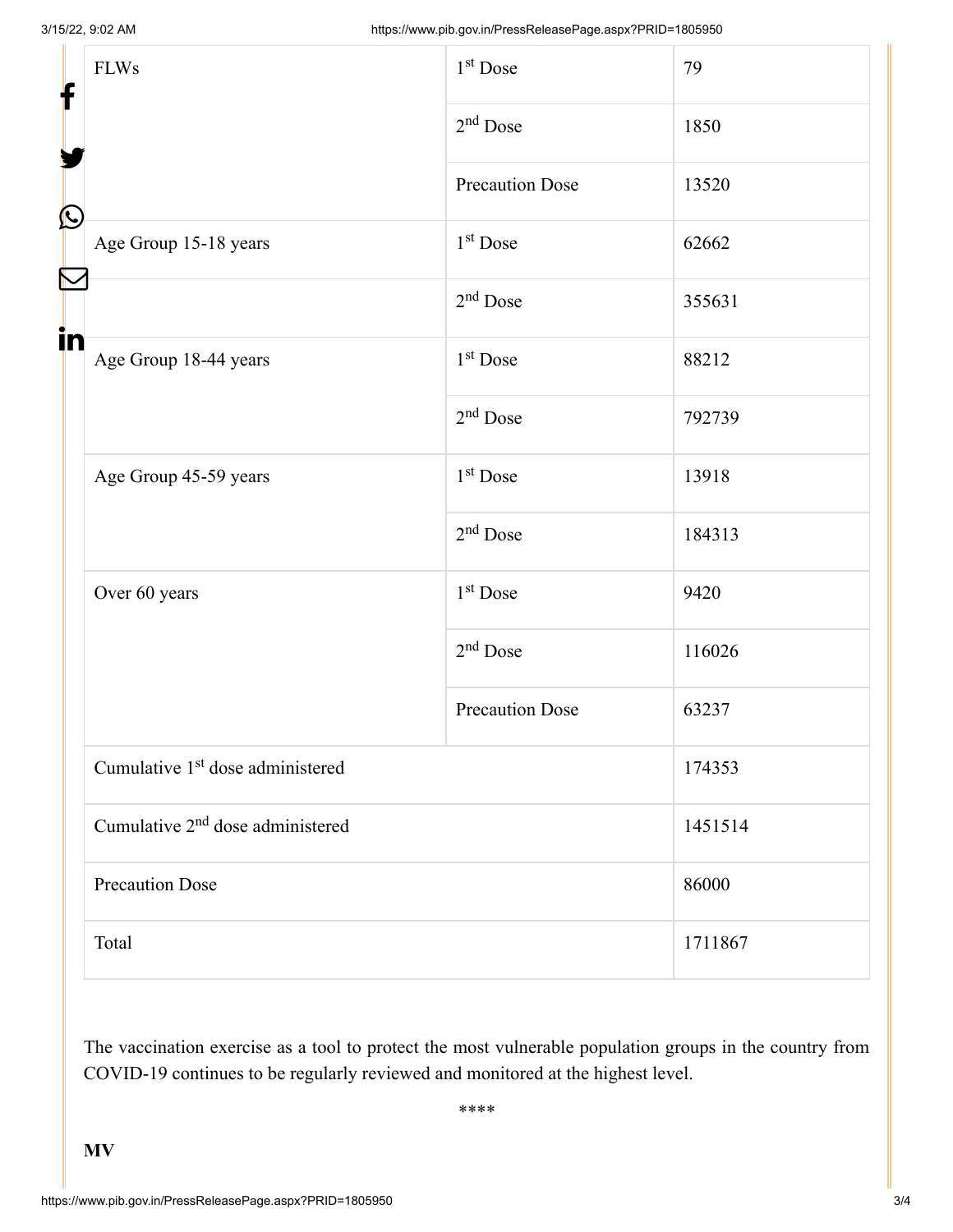| | | |
|---|---|---|
| FLWs | 1st Dose | 79 |
| | 2nd Dose | 1850 |
| | Precaution Dose | 13520 |
| Age Group 15-18 years | 1st Dose | 62662 |
| | 2nd Dose | 355631 |
| Age Group 18-44 years | 1st Dose | 88212 |
| | 2nd Dose | 792739 |
| Age Group 45-59 years | 1st Dose | 13918 |
| | 2nd Dose | 184313 |
| Over 60 years | 1st Dose | 9420 |
| | 2nd Dose | 116026 |
| | Precaution Dose | 63237 |
| Cumulative 1st dose administered | | 174353 |
| Cumulative 2nd dose administered | | 1451514 |
| Precaution Dose | | 86000 |
| Total | | 1711867 |

The vaccination exercise as a tool to protect the most vulnerable population groups in the country from COVID-19 continues to be regularly reviewed and monitored at the highest level.

****

**MV**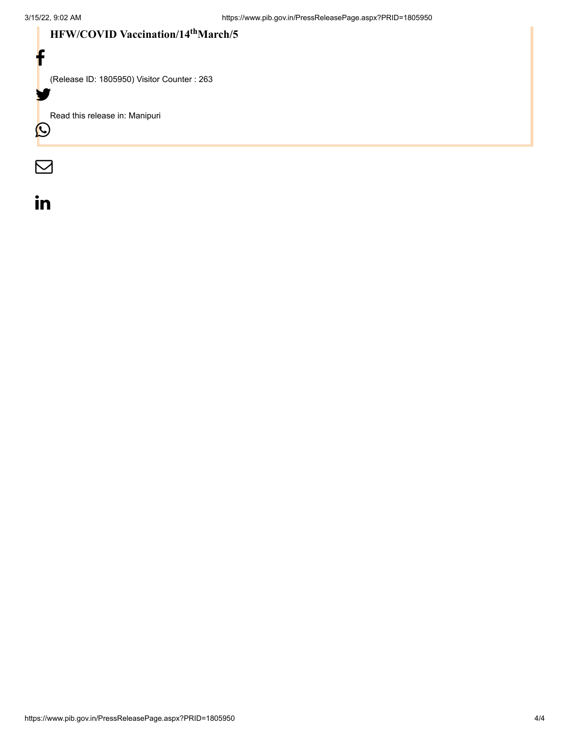**HFW/COVID Vaccination/14thMarch/5**

(Release ID: 1805950) Visitor Counter : 263

Read this release in: Manipuri